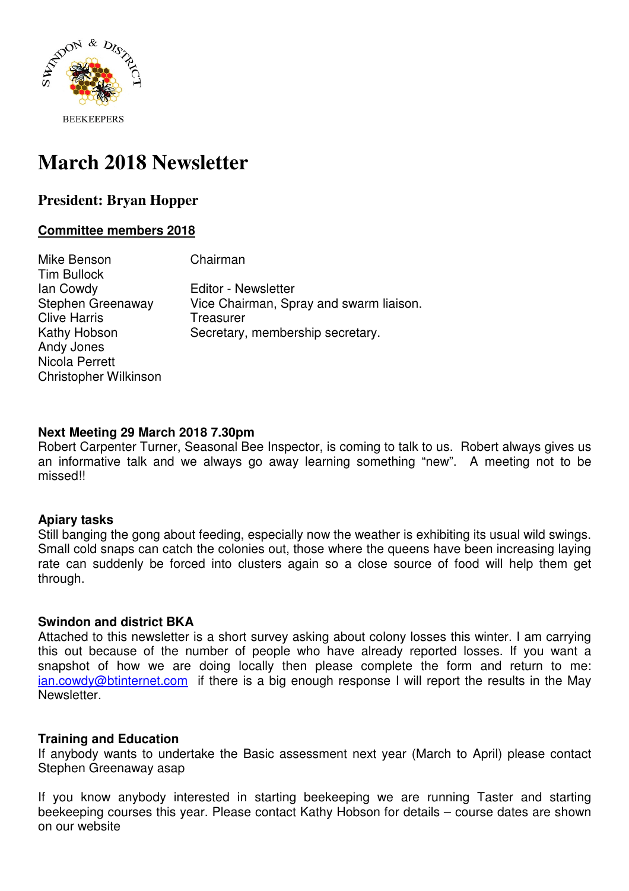SWINDON & DISTRICT

BEEKEEPERS

# March 2018 Newsletter

## President: Bryan Hopper

**Committee members 2018**

| | |
|---|---|
| Mike Benson | Chairman |
| Tim Bullock | |
| Ian Cowdy | Editor - Newsletter |
| Stephen Greenaway | Vice Chairman, Spray and swarm liaison. |
| Clive Harris | Treasurer |
| Kathy Hobson | Secretary, membership secretary. |
| Andy Jones | |
| Nicola Perrett | |
| Christopher Wilkinson | |

**Next Meeting 29 March 2018 7.30pm**

Robert Carpenter Turner, Seasonal Bee Inspector, is coming to talk to us. Robert always gives us an informative talk and we always go away learning something "new". A meeting not to be missed!!

**Apiary tasks**

Still banging the gong about feeding, especially now the weather is exhibiting its usual wild swings. Small cold snaps can catch the colonies out, those where the queens have been increasing laying rate can suddenly be forced into clusters again so a close source of food will help them get through.

**Swindon and district BKA**

Attached to this newsletter is a short survey asking about colony losses this winter. I am carrying this out because of the number of people who have already reported losses. If you want a snapshot of how we are doing locally then please complete the form and return to me: ian.cowdy@btinternet.com if there is a big enough response I will report the results in the May Newsletter.

**Training and Education**

If anybody wants to undertake the Basic assessment next year (March to April) please contact Stephen Greenaway asap

If you know anybody interested in starting beekeeping we are running Taster and starting beekeeping courses this year. Please contact Kathy Hobson for details – course dates are shown on our website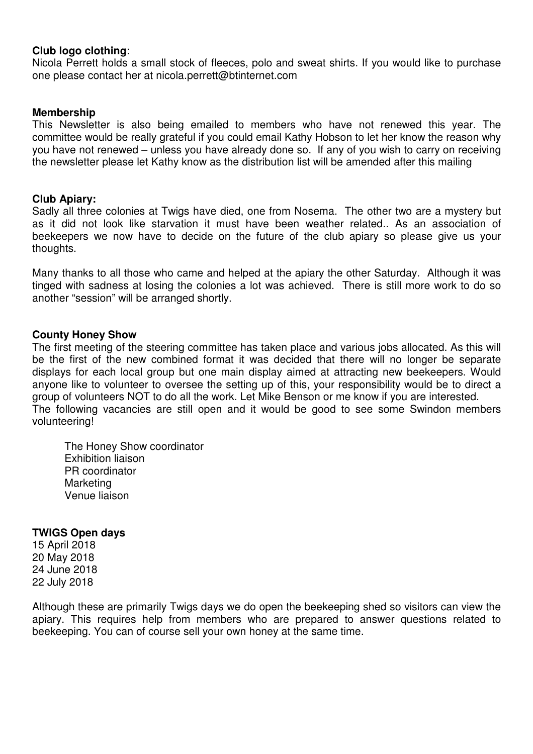**Club logo clothing**:
Nicola Perrett holds a small stock of fleeces, polo and sweat shirts. If you would like to purchase one please contact her at nicola.perrett@btinternet.com

**Membership**
This Newsletter is also being emailed to members who have not renewed this year. The committee would be really grateful if you could email Kathy Hobson to let her know the reason why you have not renewed – unless you have already done so. If any of you wish to carry on receiving the newsletter please let Kathy know as the distribution list will be amended after this mailing

**Club Apiary:**
Sadly all three colonies at Twigs have died, one from Nosema. The other two are a mystery but as it did not look like starvation it must have been weather related.. As an association of beekeepers we now have to decide on the future of the club apiary so please give us your thoughts.

Many thanks to all those who came and helped at the apiary the other Saturday. Although it was tinged with sadness at losing the colonies a lot was achieved. There is still more work to do so another "session" will be arranged shortly.

**County Honey Show**
The first meeting of the steering committee has taken place and various jobs allocated. As this will be the first of the new combined format it was decided that there will no longer be separate displays for each local group but one main display aimed at attracting new beekeepers. Would anyone like to volunteer to oversee the setting up of this, your responsibility would be to direct a group of volunteers NOT to do all the work. Let Mike Benson or me know if you are interested.
The following vacancies are still open and it would be good to see some Swindon members volunteering!

- The Honey Show coordinator
- Exhibition liaison
- PR coordinator
- Marketing
- Venue liaison

**TWIGS Open days**
15 April 2018
20 May 2018
24 June 2018
22 July 2018

Although these are primarily Twigs days we do open the beekeeping shed so visitors can view the apiary. This requires help from members who are prepared to answer questions related to beekeeping. You can of course sell your own honey at the same time.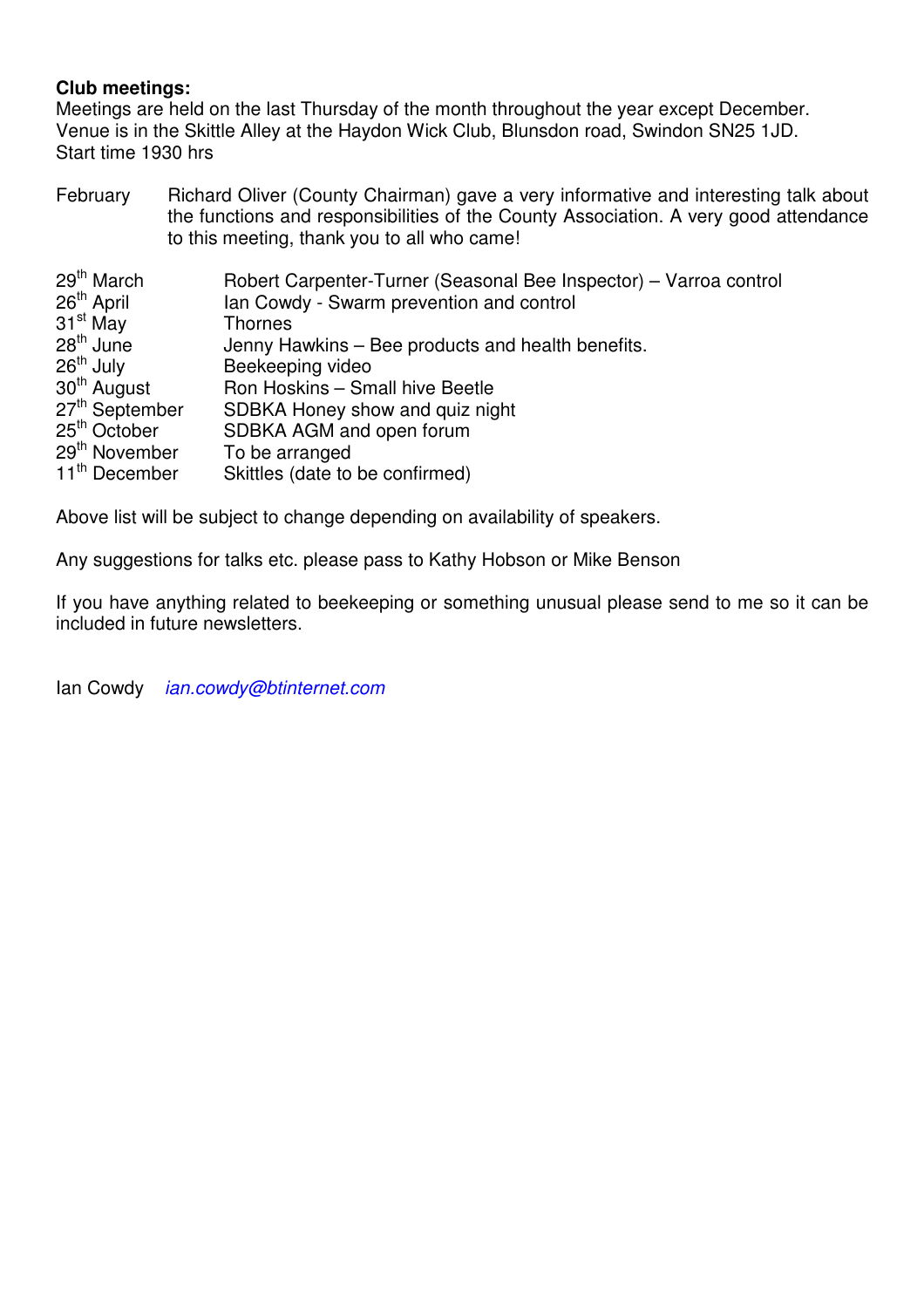**Club meetings:**

Meetings are held on the last Thursday of the month throughout the year except December.
Venue is in the Skittle Alley at the Haydon Wick Club, Blunsdon road, Swindon SN25 1JD.
Start time 1930 hrs

| | |
|---|---|
| February | Richard Oliver (County Chairman) gave a very informative and interesting talk about the functions and responsibilities of the County Association. A very good attendance to this meeting, thank you to all who came! |

| | |
|---|---|
| 29th March | Robert Carpenter-Turner (Seasonal Bee Inspector) – Varroa control |
| 26th April | Ian Cowdy - Swarm prevention and control |
| 31st May | Thornes |
| 28th June | Jenny Hawkins – Bee products and health benefits. |
| 26th July | Beekeeping video |
| 30th August | Ron Hoskins – Small hive Beetle |
| 27th September | SDBKA Honey show and quiz night |
| 25th October | SDBKA AGM and open forum |
| 29th November | To be arranged |
| 11th December | Skittles (date to be confirmed) |

Above list will be subject to change depending on availability of speakers.

Any suggestions for talks etc. please pass to Kathy Hobson or Mike Benson

If you have anything related to beekeeping or something unusual please send to me so it can be included in future newsletters.

Ian Cowdy *ian.cowdy@btinternet.com*